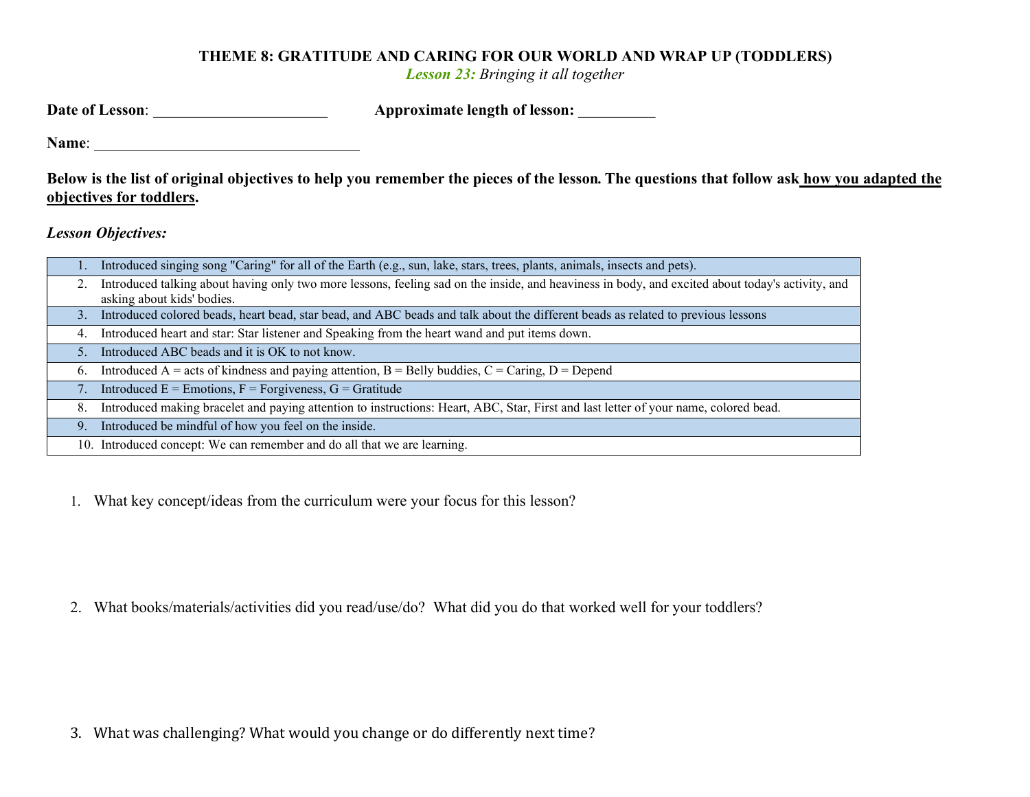# THEME 8: GRATITUDE AND CARING FOR OUR WORLD AND WRAP UP (TODDLERS)

*Lesson 23: Bringing it all together*

**Date of Lesson**: _______________________ **Approximate length of lesson:** __________

**Name**: ___________________________________

**Below is the list of original objectives to help you remember the pieces of the lesson. The questions that follow ask how you adapted the objectives for toddlers.**

***Lesson Objectives:***

| | |
|---|---|
| 1. | Introduced singing song "Caring" for all of the Earth (e.g., sun, lake, stars, trees, plants, animals, insects and pets). |
| 2. | Introduced talking about having only two more lessons, feeling sad on the inside, and heaviness in body, and excited about today's activity, and asking about kids' bodies. |
| 3. | Introduced colored beads, heart bead, star bead, and ABC beads and talk about the different beads as related to previous lessons |
| 4. | Introduced heart and star: Star listener and Speaking from the heart wand and put items down. |
| 5. | Introduced ABC beads and it is OK to not know. |
| 6. | Introduced A = acts of kindness and paying attention, B = Belly buddies, C = Caring, D = Depend |
| 7. | Introduced E = Emotions, F = Forgiveness, G = Gratitude |
| 8. | Introduced making bracelet and paying attention to instructions: Heart, ABC, Star, First and last letter of your name, colored bead. |
| 9. | Introduced be mindful of how you feel on the inside. |
| 10. | Introduced concept: We can remember and do all that we are learning. |

1. What key concept/ideas from the curriculum were your focus for this lesson?

2. What books/materials/activities did you read/use/do? What did you do that worked well for your toddlers?

3. What was challenging? What would you change or do differently next time?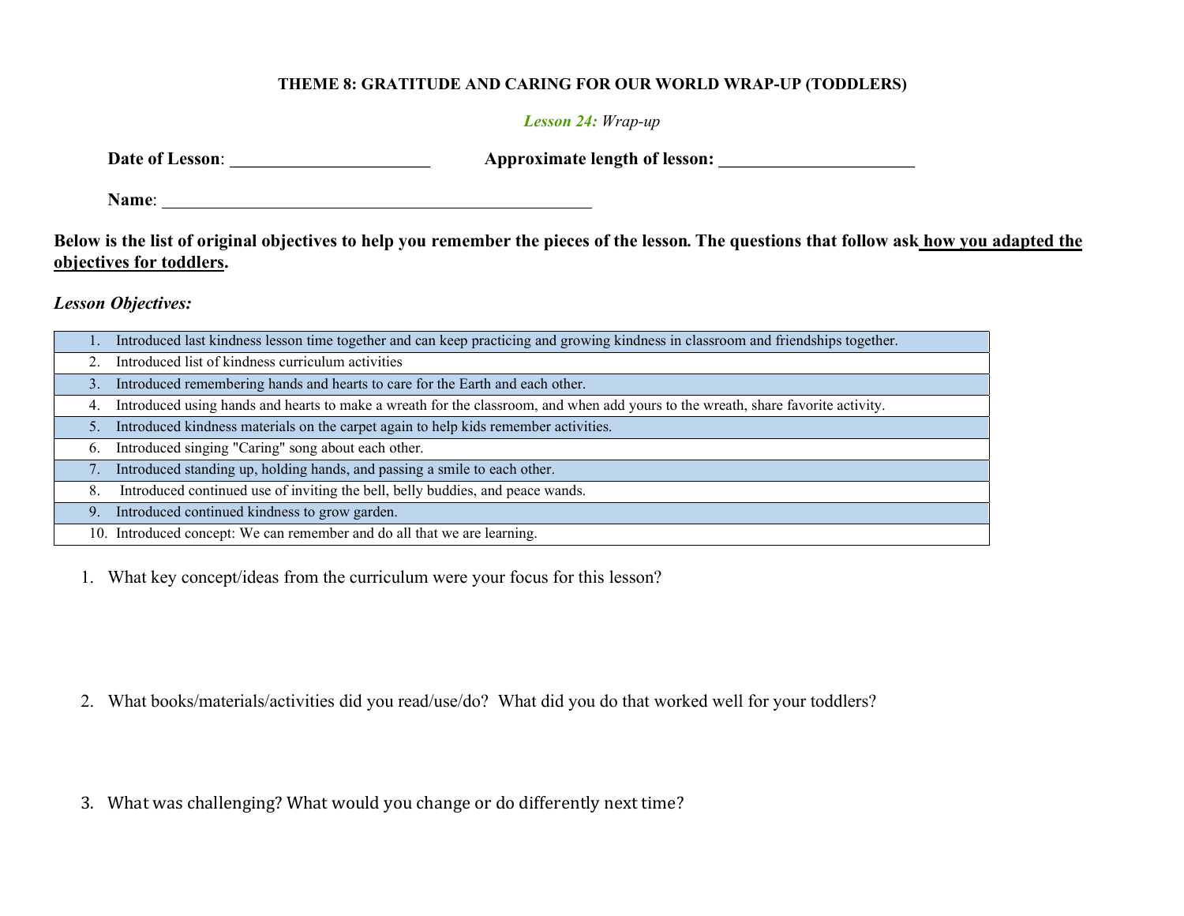**THEME 8: GRATITUDE AND CARING FOR OUR WORLD WRAP-UP (TODDLERS)**

*Lesson 24: Wrap-up*

**Date of Lesson**: _______________________ **Approximate length of lesson:** _______________________

**Name**: __________________________________________________

**Below is the list of original objectives to help you remember the pieces of the lesson. The questions that follow ask how you adapted the objectives for toddlers.**

***Lesson Objectives:***

| | |
|---|---|
| 1. | Introduced last kindness lesson time together and can keep practicing and growing kindness in classroom and friendships together. |
| 2. | Introduced list of kindness curriculum activities |
| 3. | Introduced remembering hands and hearts to care for the Earth and each other. |
| 4. | Introduced using hands and hearts to make a wreath for the classroom, and when add yours to the wreath, share favorite activity. |
| 5. | Introduced kindness materials on the carpet again to help kids remember activities. |
| 6. | Introduced singing "Caring" song about each other. |
| 7. | Introduced standing up, holding hands, and passing a smile to each other. |
| 8. | Introduced continued use of inviting the bell, belly buddies, and peace wands. |
| 9. | Introduced continued kindness to grow garden. |
| 10. | Introduced concept: We can remember and do all that we are learning. |

1. What key concept/ideas from the curriculum were your focus for this lesson?

2. What books/materials/activities did you read/use/do? What did you do that worked well for your toddlers?

3. What was challenging? What would you change or do differently next time?